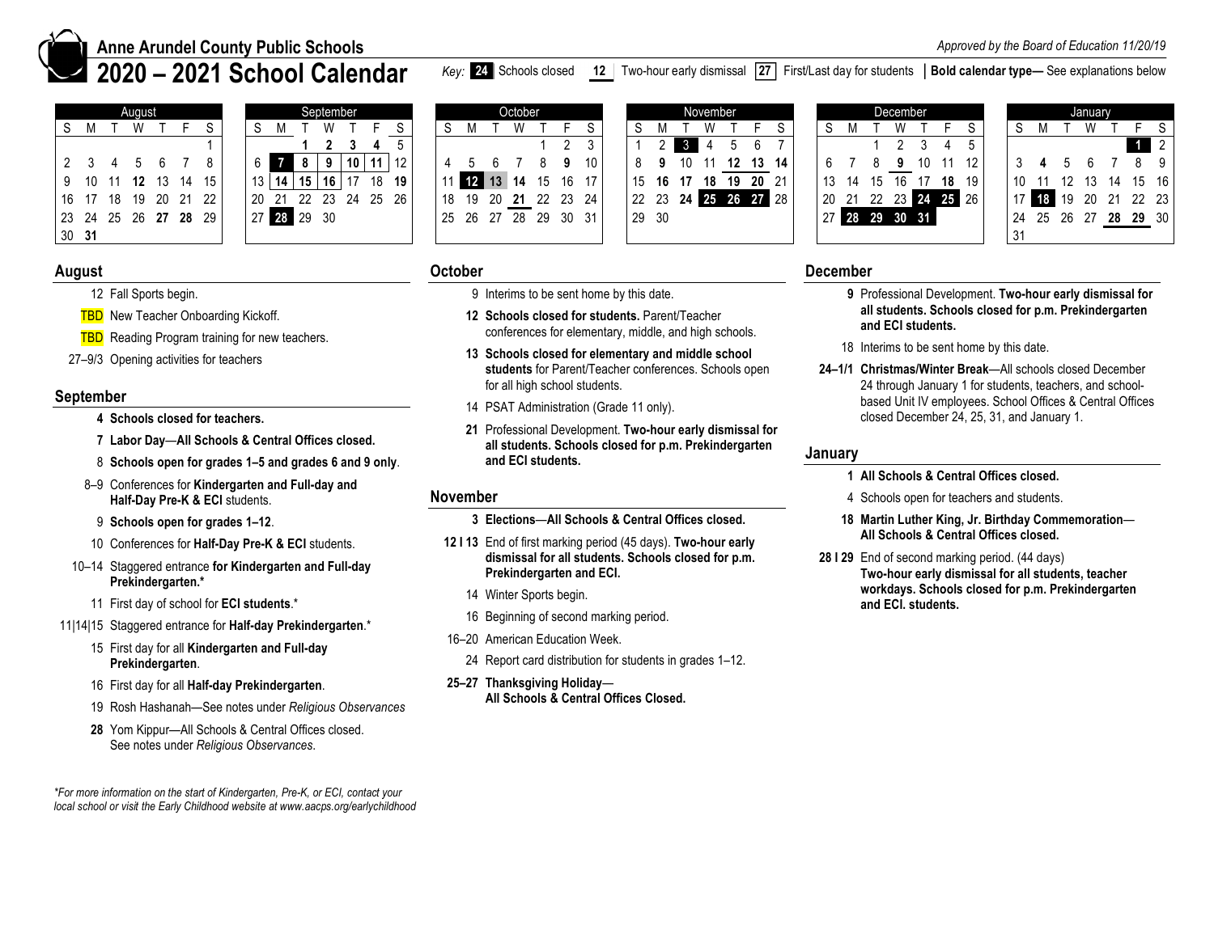# Anne Arundel County Public Schools

# 2020 – 2021 School Calendar

*Approved by the Board of Education 11/20/19*

Key: **24** Schools closed | 12 Two-hour early dismissal | 27 First/Last day for students | **Bold calendar type—** See explanations below

**August**

| S | M | T | W | T | F | S |
|---|---|---|---|---|---|---|
| | | | | | | 1 |
| 2 | 3 | 4 | 5 | 6 | 7 | 8 |
| 9 | 10 | 11 | **12** | 13 | 14 | 15 |
| 16 | 17 | 18 | 19 | 20 | 21 | 22 |
| 23 | 24 | 25 | 26 | **27** | **28** | 29 |
| 30 | **31** | | | | | |

**September**

| S | M | T | W | T | F | S |
|---|---|---|---|---|---|---|
| | | **1** | **2** | **3** | **4** | 5 |
| 6 | **7** | **8** | **9** | **10** | **11** | 12 |
| 13 | **14** | **15** | **16** | 17 | 18 | **19** |
| 20 | 21 | 22 | 23 | 24 | 25 | 26 |
| 27 | **28** | 29 | 30 | | | |

**October**

| S | M | T | W | T | F | S |
|---|---|---|---|---|---|---|
| | | | | 1 | 2 | 3 |
| 4 | 5 | 6 | 7 | 8 | **9** | 10 |
| 11 | **12** | **13** | **14** | 15 | 16 | 17 |
| 18 | 19 | 20 | **21** | 22 | 23 | 24 |
| 25 | 26 | 27 | 28 | 29 | 30 | 31 |

**November**

| S | M | T | W | T | F | S |
|---|---|---|---|---|---|---|
| 1 | 2 | **3** | 4 | 5 | 6 | 7 |
| 8 | **9** | 10 | 11 | **12** | **13** | **14** |
| 15 | **16** | **17** | **18** | **19** | **20** | 21 |
| 22 | 23 | **24** | **25** | **26** | **27** | 28 |
| 29 | 30 | | | | | |

**December**

| S | M | T | W | T | F | S |
|---|---|---|---|---|---|---|
| | | 1 | 2 | 3 | 4 | 5 |
| 6 | 7 | 8 | **9** | 10 | 11 | 12 |
| 13 | 14 | 15 | 16 | 17 | **18** | 19 |
| 20 | 21 | 22 | 23 | **24** | **25** | 26 |
| 27 | **28** | **29** | **30** | **31** | | |

**January**

| S | M | T | W | T | F | S |
|---|---|---|---|---|---|---|
| | | | | | **1** | 2 |
| 3 | **4** | 5 | 6 | 7 | 8 | 9 |
| 10 | 11 | 12 | 13 | 14 | 15 | 16 |
| 17 | **18** | 19 | 20 | 21 | 22 | 23 |
| 24 | 25 | 26 | 27 | **28** | **29** | 30 |
| 31 | | | | | | |

## August

- 12 Fall Sports begin.
- TBD New Teacher Onboarding Kickoff.
- TBD Reading Program training for new teachers.
- 27–9/3 Opening activities for teachers

## September

- **4 Schools closed for teachers.**
- **7 Labor Day—All Schools & Central Offices closed.**
- 8 **Schools open for grades 1–5 and grades 6 and 9 only**.
- 8–9 Conferences for **Kindergarten and Full-day and Half-Day Pre-K & ECI** students.
- 9 **Schools open for grades 1–12**.
- 10 Conferences for **Half-Day Pre-K & ECI** students.
- 10–14 Staggered entrance **for Kindergarten and Full-day Prekindergarten.***
- 11 First day of school for **ECI students**.*
- 11|14|15 Staggered entrance for **Half-day Prekindergarten**.*
- 15 First day for all **Kindergarten and Full-day Prekindergarten**.
- 16 First day for all **Half-day Prekindergarten**.
- 19 Rosh Hashanah—See notes under *Religious Observances*
- **28** Yom Kippur—All Schools & Central Offices closed. See notes under *Religious Observances*.

*\*For more information on the start of Kindergarten, Pre-K, or ECI, contact your local school or visit the Early Childhood website at www.aacps.org/earlychildhood*

## October

- 9 Interims to be sent home by this date.
- **12 Schools closed for students.** Parent/Teacher conferences for elementary, middle, and high schools.
- **13 Schools closed for elementary and middle school students** for Parent/Teacher conferences. Schools open for all high school students.
- 14 PSAT Administration (Grade 11 only).
- **21** Professional Development. **Two-hour early dismissal for all students. Schools closed for p.m. Prekindergarten and ECI students.**

## November

- **3 Elections—All Schools & Central Offices closed.**
- **12 I 13** End of first marking period (45 days). **Two-hour early dismissal for all students. Schools closed for p.m. Prekindergarten and ECI.**
- 14 Winter Sports begin.
- 16 Beginning of second marking period.
- 16–20 American Education Week.
- 24 Report card distribution for students in grades 1–12.
- **25–27 Thanksgiving Holiday— All Schools & Central Offices Closed.**

## December

- **9** Professional Development. **Two-hour early dismissal for all students. Schools closed for p.m. Prekindergarten and ECI students.**
- 18 Interims to be sent home by this date.
- **24–1/1 Christmas/Winter Break**—All schools closed December 24 through January 1 for students, teachers, and school-based Unit IV employees. School Offices & Central Offices closed December 24, 25, 31, and January 1.

## January

- **1 All Schools & Central Offices closed.**
- 4 Schools open for teachers and students.
- **18 Martin Luther King, Jr. Birthday Commemoration— All Schools & Central Offices closed.**
- **28 I 29** End of second marking period. (44 days) **Two-hour early dismissal for all students, teacher workdays. Schools closed for p.m. Prekindergarten and ECI. students.**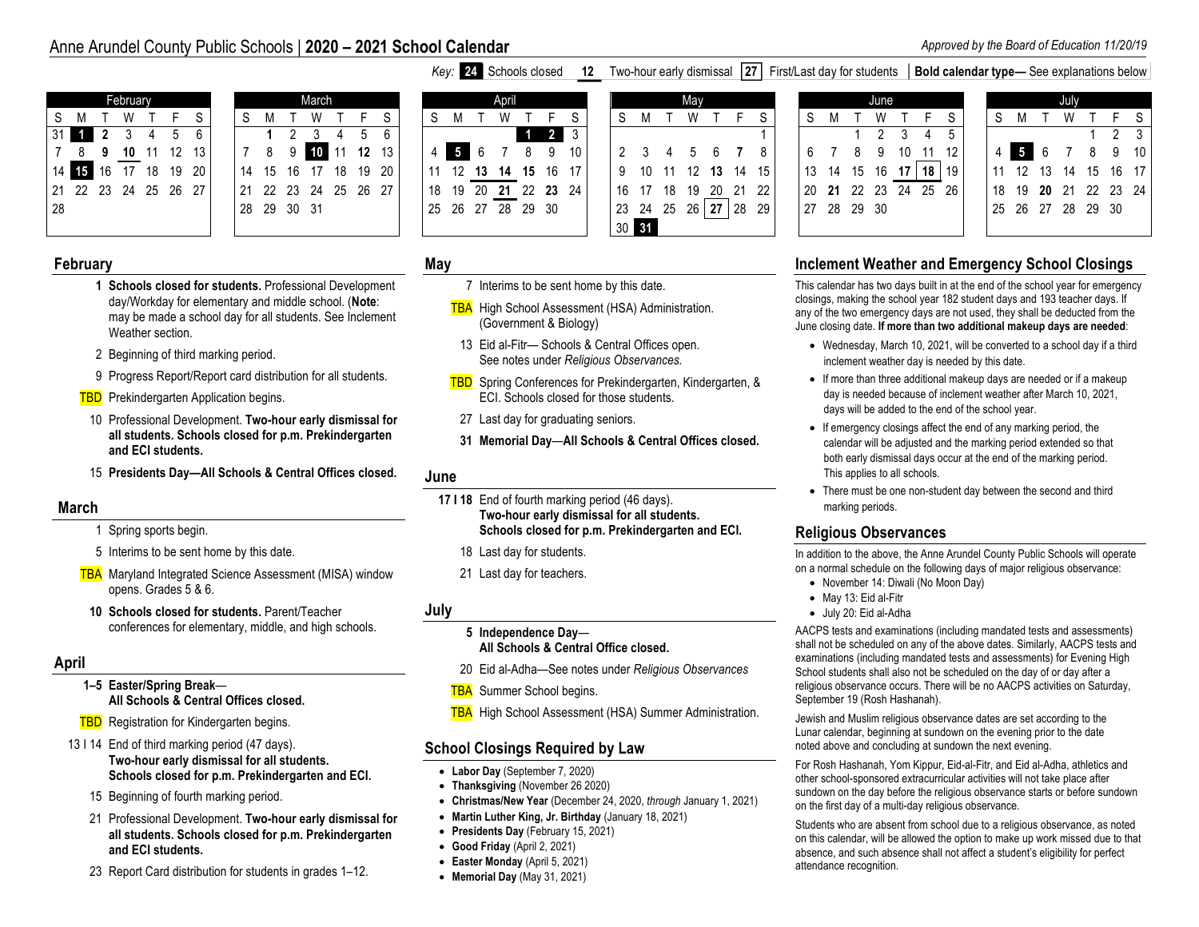# Anne Arundel County Public Schools | **2020 – 2021 School Calendar**

*Approved by the Board of Education 11/20/19*

Key: **24** Schools closed | **12** Two-hour early dismissal | **27** First/Last day for students | **Bold calendar type—** See explanations below

**February**

| S | M | T | W | T | F | S |
|---|---|---|---|---|---|---|
| 31 | **1** | **2** | 3 | 4 | 5 | 6 |
| 7 | 8 | **9** | **10** | 11 | 12 | 13 |
| 14 | **15** | 16 | 17 | 18 | 19 | 20 |
| 21 | 22 | 23 | 24 | 25 | 26 | 27 |
| 28 | | | | | | |

**March**

| S | M | T | W | T | F | S |
|---|---|---|---|---|---|---|
| | **1** | 2 | 3 | 4 | 5 | 6 |
| 7 | 8 | 9 | **10** | 11 | **12** | 13 |
| 14 | 15 | 16 | 17 | 18 | 19 | 20 |
| 21 | 22 | 23 | 24 | 25 | 26 | 27 |
| 28 | 29 | 30 | 31 | | | |

**April**

| S | M | T | W | T | F | S |
|---|---|---|---|---|---|---|
| | | | | **1** | **2** | 3 |
| 4 | **5** | 6 | 7 | 8 | 9 | 10 |
| 11 | 12 | **13** | **14** | **15** | 16 | 17 |
| 18 | 19 | 20 | **21** | 22 | **23** | 24 |
| 25 | 26 | 27 | 28 | 29 | 30 | |

**May**

| S | M | T | W | T | F | S |
|---|---|---|---|---|---|---|
| | | | | | | 1 |
| 2 | 3 | 4 | 5 | 6 | **7** | 8 |
| 9 | 10 | 11 | 12 | **13** | 14 | 15 |
| 16 | 17 | 18 | 19 | 20 | 21 | 22 |
| 23 | 24 | 25 | 26 | **27** | 28 | 29 |
| 30 | **31** | | | | | |

**June**

| S | M | T | W | T | F | S |
|---|---|---|---|---|---|---|
| | | 1 | 2 | 3 | 4 | 5 |
| 6 | 7 | 8 | 9 | 10 | 11 | 12 |
| 13 | 14 | 15 | 16 | **17** | **18** | 19 |
| 20 | **21** | 22 | 23 | 24 | 25 | 26 |
| 27 | 28 | 29 | 30 | | | |

**July**

| S | M | T | W | T | F | S |
|---|---|---|---|---|---|---|
| | | | | 1 | 2 | 3 |
| 4 | **5** | 6 | 7 | 8 | 9 | 10 |
| 11 | 12 | 13 | 14 | 15 | 16 | 17 |
| 18 | 19 | **20** | 21 | 22 | 23 | 24 |
| 25 | 26 | 27 | 28 | 29 | 30 | |

## February

- **1 Schools closed for students.** Professional Development day/Workday for elementary and middle school. (**Note**: may be made a school day for all students. See Inclement Weather section.
- 2 Beginning of third marking period.
- 9 Progress Report/Report card distribution for all students.
- TBD Prekindergarten Application begins.
- 10 Professional Development. **Two-hour early dismissal for all students. Schools closed for p.m. Prekindergarten and ECI students.**
- 15 **Presidents Day—All Schools & Central Offices closed.**

## March

- 1 Spring sports begin.
- 5 Interims to be sent home by this date.
- TBA Maryland Integrated Science Assessment (MISA) window opens. Grades 5 & 6.
- **10 Schools closed for students.** Parent/Teacher conferences for elementary, middle, and high schools.

## April

- **1–5 Easter/Spring Break— All Schools & Central Offices closed.**
- TBD Registration for Kindergarten begins.
- 13 I 14 End of third marking period (47 days). **Two-hour early dismissal for all students. Schools closed for p.m. Prekindergarten and ECI.**
- 15 Beginning of fourth marking period.
- 21 Professional Development. **Two-hour early dismissal for all students. Schools closed for p.m. Prekindergarten and ECI students.**
- 23 Report Card distribution for students in grades 1–12.

## May

- 7 Interims to be sent home by this date.
- TBA High School Assessment (HSA) Administration. (Government & Biology)
- 13 Eid al-Fitr— Schools & Central Offices open. See notes under *Religious Observances.*
- TBD Spring Conferences for Prekindergarten, Kindergarten, & ECI. Schools closed for those students.
- 27 Last day for graduating seniors.
- **31 Memorial Day—All Schools & Central Offices closed.**

## June

- **17 I 18** End of fourth marking period (46 days). **Two-hour early dismissal for all students. Schools closed for p.m. Prekindergarten and ECI.**
- 18 Last day for students.
- 21 Last day for teachers.

## July

- **5 Independence Day— All Schools & Central Office closed.**
- 20 Eid al-Adha—See notes under *Religious Observances*
- TBA Summer School begins.
- TBA High School Assessment (HSA) Summer Administration.

## School Closings Required by Law

- **Labor Day** (September 7, 2020)
- **Thanksgiving** (November 26 2020)
- **Christmas/New Year** (December 24, 2020, *through* January 1, 2021)
- **Martin Luther King, Jr. Birthday** (January 18, 2021)
- **Presidents Day** (February 15, 2021)
- **Good Friday** (April 2, 2021)
- **Easter Monday** (April 5, 2021)
- **Memorial Day** (May 31, 2021)

## Inclement Weather and Emergency School Closings

This calendar has two days built in at the end of the school year for emergency closings, making the school year 182 student days and 193 teacher days. If any of the two emergency days are not used, they shall be deducted from the June closing date. **If more than two additional makeup days are needed**:

- Wednesday, March 10, 2021, will be converted to a school day if a third inclement weather day is needed by this date.
- If more than three additional makeup days are needed or if a makeup day is needed because of inclement weather after March 10, 2021, days will be added to the end of the school year.
- If emergency closings affect the end of any marking period, the calendar will be adjusted and the marking period extended so that both early dismissal days occur at the end of the marking period. This applies to all schools.
- There must be one non-student day between the second and third marking periods.

## Religious Observances

In addition to the above, the Anne Arundel County Public Schools will operate on a normal schedule on the following days of major religious observance:

- November 14: Diwali (No Moon Day)
- May 13: Eid al-Fitr
- July 20: Eid al-Adha

AACPS tests and examinations (including mandated tests and assessments) shall not be scheduled on any of the above dates. Similarly, AACPS tests and examinations (including mandated tests and assessments) for Evening High School students shall also not be scheduled on the day of or day after a religious observance occurs. There will be no AACPS activities on Saturday, September 19 (Rosh Hashanah).

Jewish and Muslim religious observance dates are set according to the Lunar calendar, beginning at sundown on the evening prior to the date noted above and concluding at sundown the next evening.

For Rosh Hashanah, Yom Kippur, Eid-al-Fitr, and Eid al-Adha, athletics and other school-sponsored extracurricular activities will not take place after sundown on the day before the religious observance starts or before sundown on the first day of a multi-day religious observance.

Students who are absent from school due to a religious observance, as noted on this calendar, will be allowed the option to make up work missed due to that absence, and such absence shall not affect a student's eligibility for perfect attendance recognition.